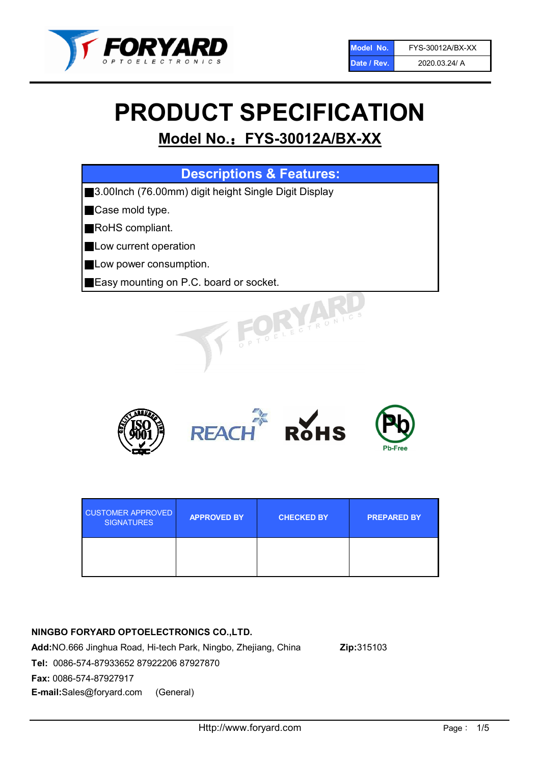| Model No. | FYS-30012A/BX-XX |
| --- | --- |
| Date / Rev. | 2020.03.24/ A |

# PRODUCT SPECIFICATION

## Model No.：FYS-30012A/BX-XX

| Descriptions & Features: |
| --- |
| ■3.00Inch (76.00mm) digit height Single Digit Display |
| ■Case mold type. |
| ■RoHS compliant. |
| ■Low current operation |
| ■Low power consumption. |
| ■Easy mounting on P.C. board or socket. |

| CUSTOMER APPROVED SIGNATURES | APPROVED BY | CHECKED BY | PREPARED BY |
| --- | --- | --- | --- |
| | | | |

**NINGBO FORYARD OPTOELECTRONICS CO.,LTD.**

**Add:**NO.666 Jinghua Road, Hi-tech Park, Ningbo, Zhejiang, China **Zip:**315103

**Tel:** 0086-574-87933652 87922206 87927870

**Fax:** 0086-574-87927917

**E-mail:**Sales@foryard.com (General)

Http://www.foryard.com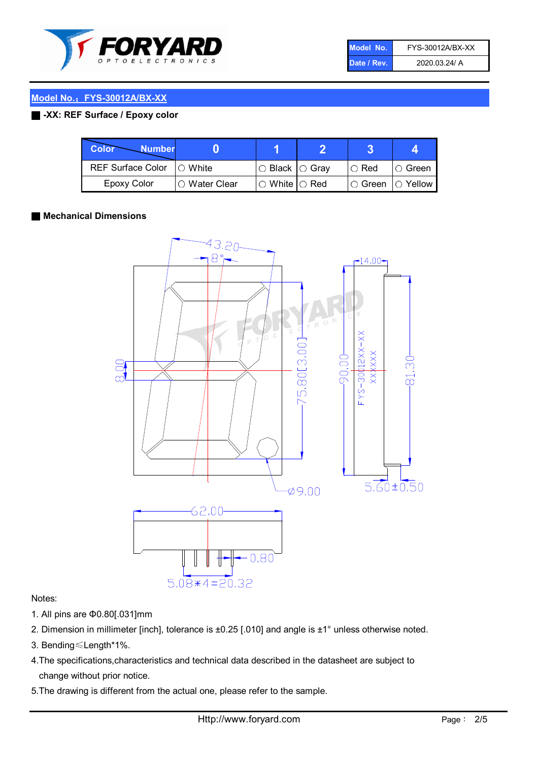| Model No. | FYS-30012A/BX-XX |
| --- | --- |
| Date / Rev. | 2020.03.24/ A |

## Model No.：FYS-30012A/BX-XX

### -XX: REF Surface / Epoxy color

| Color \ Number | 0 | 1 | 2 | 3 | 4 |
| --- | --- | --- | --- | --- | --- |
| REF Surface Color | ○ White | ○ Black | ○ Gray | ○ Red | ○ Green |
| Epoxy Color | ○ Water Clear | ○ White | ○ Red | ○ Green | ○ Yellow |

### Mechanical Dimensions

43.20
8°
8.00
75.80[3.00]
Ø9.00
14.00
90.00
FYS-30012XX-XX
XXXXXX
81.30
5.60±0.50
62.00
0.80
5.08*4=20.32

Notes:

1. All pins are Φ0.80[.031]mm
2. Dimension in millimeter [inch], tolerance is ±0.25 [.010] and angle is ±1° unless otherwise noted.
3. Bending≤Length*1%.
4. The specifications,characteristics and technical data described in the datasheet are subject to change without prior notice.
5. The drawing is different from the actual one, please refer to the sample.

Http://www.foryard.com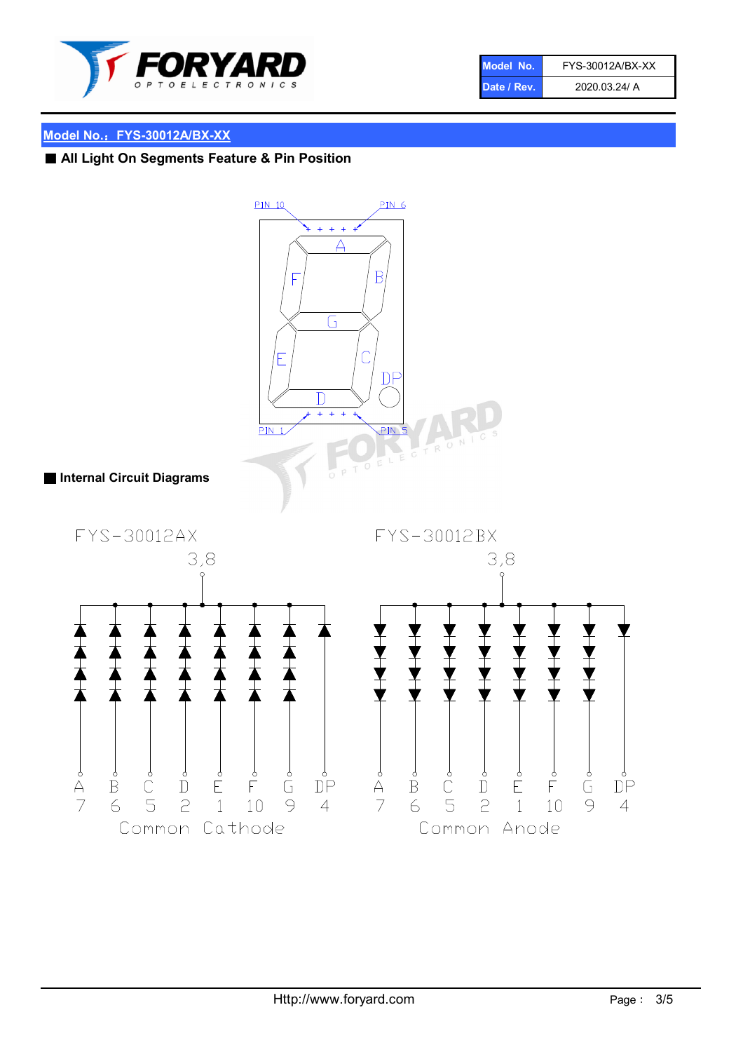| Model No. | FYS-30012A/BX-XX |
| --- | --- |
| Date / Rev. | 2020.03.24/ A |

## Model No.：FYS-30012A/BX-XX

### ■ All Light On Segments Feature & Pin Position

PIN 10 PIN 6

A F B G E C DP D

PIN 1 PIN 5

### ■ Internal Circuit Diagrams

FYS-30012AX

3,8

| A | B | C | D | E | F | G | DP |
| --- | --- | --- | --- | --- | --- | --- | --- |
| 7 | 6 | 5 | 2 | 1 | 10 | 9 | 4 |

Common Cathode

FYS-30012BX

3,8

| A | B | C | D | E | F | G | DP |
| --- | --- | --- | --- | --- | --- | --- | --- |
| 7 | 6 | 5 | 2 | 1 | 10 | 9 | 4 |

Common Anode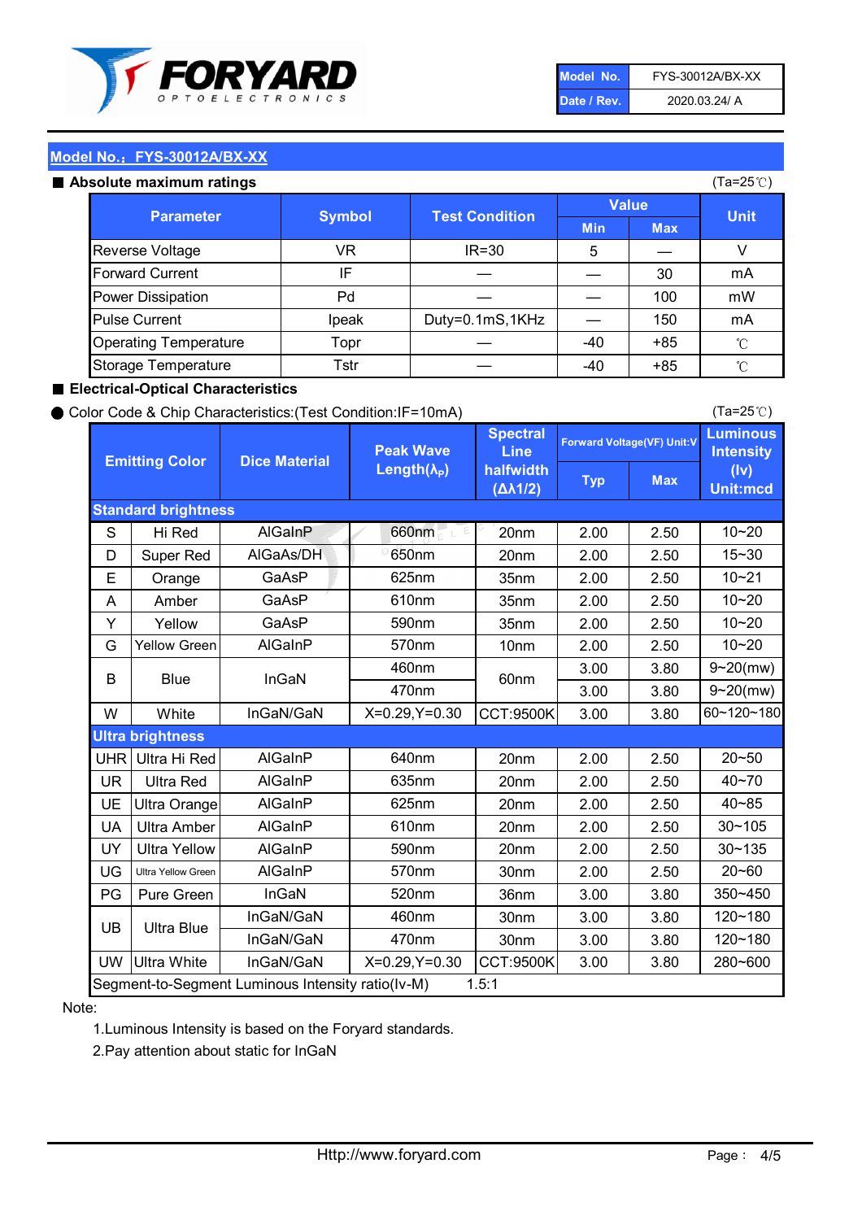| Model No. | FYS-30012A/BX-XX |
|---|---|
| Date / Rev. | 2020.03.24/ A |

## Model No.：FYS-30012A/BX-XX

### ■ Absolute maximum ratings

(Ta=25℃)

| Parameter | Symbol | Test Condition | Value | | Unit |
|---|---|---|---|---|---|
| | | | Min | Max | |
| Reverse Voltage | VR | IR=30 | 5 | — | V |
| Forward Current | IF | — | — | 30 | mA |
| Power Dissipation | Pd | — | — | 100 | mW |
| Pulse Current | Ipeak | Duty=0.1mS,1KHz | — | 150 | mA |
| Operating Temperature | Topr | — | -40 | +85 | ℃ |
| Storage Temperature | Tstr | — | -40 | +85 | ℃ |

### ■ Electrical-Optical Characteristics

● Color Code & Chip Characteristics:(Test Condition:IF=10mA)

(Ta=25℃)

| Emitting Color | | Dice Material | Peak Wave Length($\lambda_P$) | Spectral Line halfwidth ($\Delta\lambda 1/2$) | Forward Voltage(VF) Unit:V | | Luminous Intensity (Iv) Unit:mcd |
|---|---|---|---|---|---|---|---|
| | | | | | Typ | Max | |
| **Standard brightness** | | | | | | | |
| S | Hi Red | AlGaInP | 660nm | 20nm | 2.00 | 2.50 | 10~20 |
| D | Super Red | AlGaAs/DH | 650nm | 20nm | 2.00 | 2.50 | 15~30 |
| E | Orange | GaAsP | 625nm | 35nm | 2.00 | 2.50 | 10~21 |
| A | Amber | GaAsP | 610nm | 35nm | 2.00 | 2.50 | 10~20 |
| Y | Yellow | GaAsP | 590nm | 35nm | 2.00 | 2.50 | 10~20 |
| G | Yellow Green | AlGaInP | 570nm | 10nm | 2.00 | 2.50 | 10~20 |
| B | Blue | InGaN | 460nm | 60nm | 3.00 | 3.80 | 9~20(mw) |
| | | | 470nm | | 3.00 | 3.80 | 9~20(mw) |
| W | White | InGaN/GaN | X=0.29,Y=0.30 | CCT:9500K | 3.00 | 3.80 | 60~120~180 |
| **Ultra brightness** | | | | | | | |
| UHR | Ultra Hi Red | AlGaInP | 640nm | 20nm | 2.00 | 2.50 | 20~50 |
| UR | Ultra Red | AlGaInP | 635nm | 20nm | 2.00 | 2.50 | 40~70 |
| UE | Ultra Orange | AlGaInP | 625nm | 20nm | 2.00 | 2.50 | 40~85 |
| UA | Ultra Amber | AlGaInP | 610nm | 20nm | 2.00 | 2.50 | 30~105 |
| UY | Ultra Yellow | AlGaInP | 590nm | 20nm | 2.00 | 2.50 | 30~135 |
| UG | Ultra Yellow Green | AlGaInP | 570nm | 30nm | 2.00 | 2.50 | 20~60 |
| PG | Pure Green | InGaN | 520nm | 36nm | 3.00 | 3.80 | 350~450 |
| UB | Ultra Blue | InGaN/GaN | 460nm | 30nm | 3.00 | 3.80 | 120~180 |
| | | InGaN/GaN | 470nm | 30nm | 3.00 | 3.80 | 120~180 |
| UW | Ultra White | InGaN/GaN | X=0.29,Y=0.30 | CCT:9500K | 3.00 | 3.80 | 280~600 |
| Segment-to-Segment Luminous Intensity ratio(Iv-M) | | | | 1.5:1 | | | |

Note:

1.Luminous Intensity is based on the Foryard standards.

2.Pay attention about static for InGaN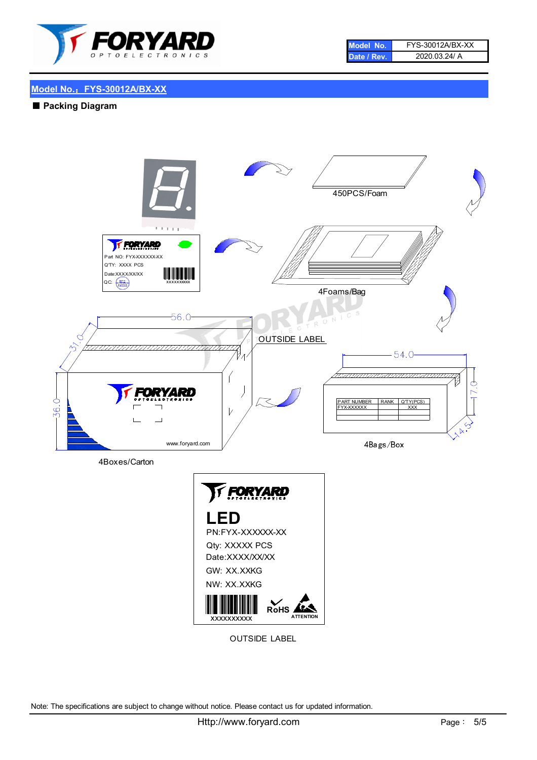| Model No. | FYS-30012A/BX-XX |
| --- | --- |
| Date / Rev. | 2020.03.24/ A |

## Model No.：FYS-30012A/BX-XX

### Packing Diagram

Part NO: FYX-XXXXXXX-XX
Q'TY: XXXX PCS
Date:XXXX/XX/XX
QC:

450PCS/Foam

4Foams/Bag

56.0

31.0

36.0

OUTSIDE LABEL

www.foryard.com

4Boxes/Carton

54.0

17.0

14.5

| PART NUMBER | RANK | Q'TY(PCS) |
| --- | --- | --- |
| FYX-XXXXXX | | XXX |

4Bags/Box

LED
PN:FYX-XXXXXX-XX
Qty: XXXXX PCS
Date:XXXX/XX/XX
GW: XX.XXKG
NW: XX.XXKG
XXXXXXXXXX
RoHS
ATTENTION

OUTSIDE LABEL

Note: The specifications are subject to change without notice. Please contact us for updated information.

Http://www.foryard.com